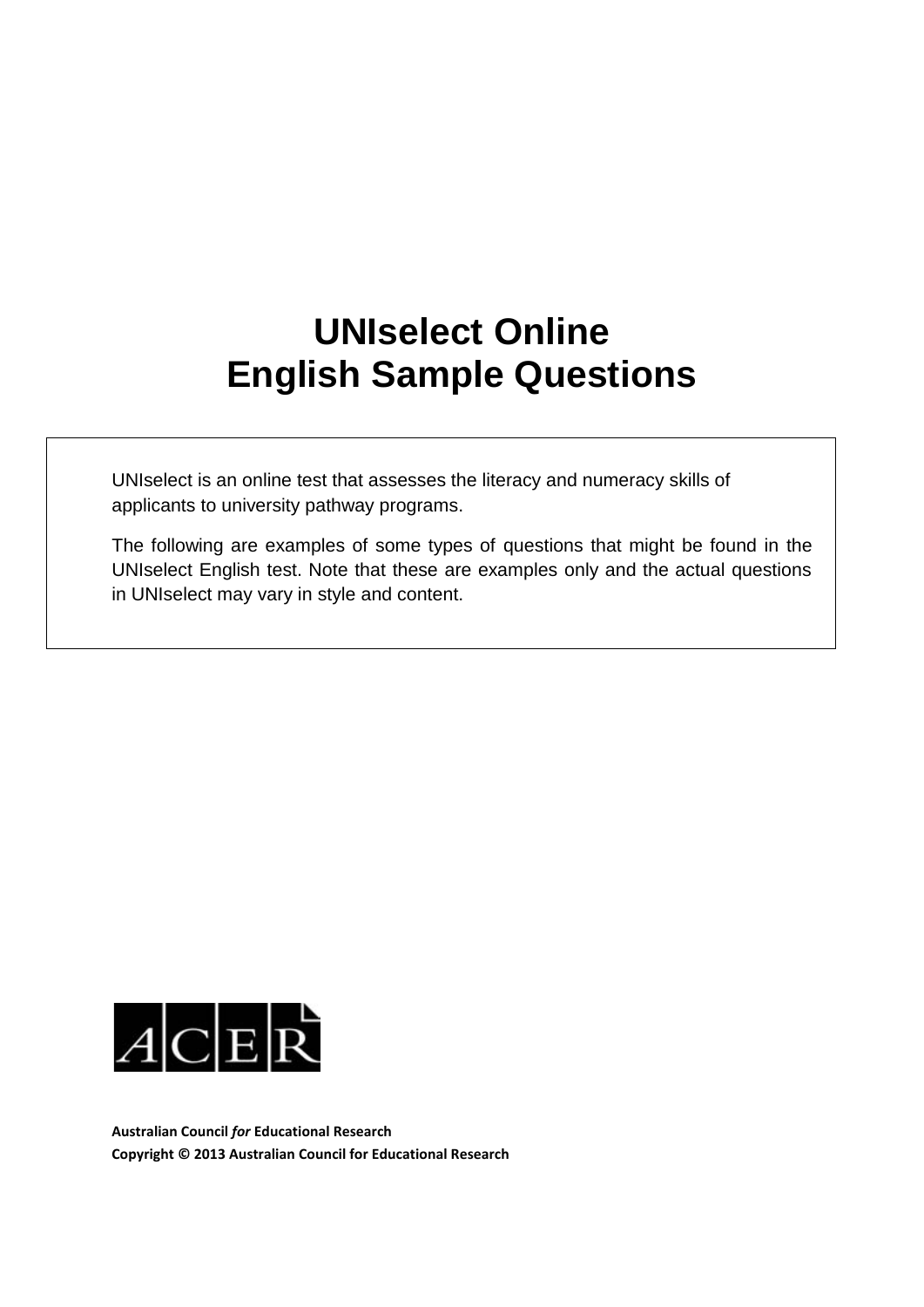# UNIselect Online
# English Sample Questions

UNIselect is an online test that assesses the literacy and numeracy skills of applicants to university pathway programs.

The following are examples of some types of questions that might be found in the UNIselect English test. Note that these are examples only and the actual questions in UNIselect may vary in style and content.

ACER

**Australian Council *for* Educational Research**
**Copyright © 2013 Australian Council for Educational Research**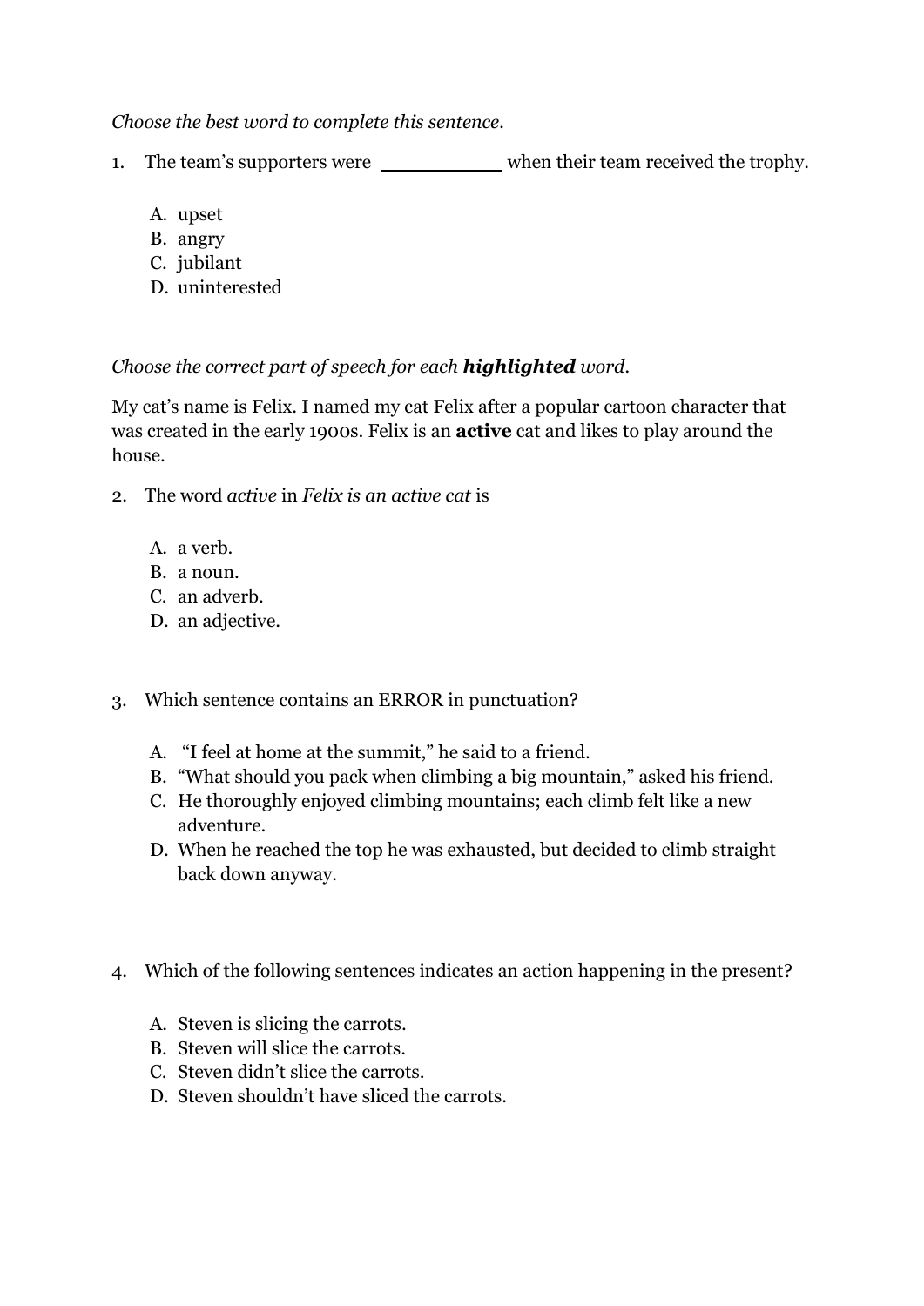*Choose the best word to complete this sentence.*

1. The team's supporters were __________ when their team received the trophy.

   A. upset
   B. angry
   C. jubilant
   D. uninterested

*Choose the correct part of speech for each **highlighted** word.*

My cat's name is Felix. I named my cat Felix after a popular cartoon character that was created in the early 1900s. Felix is an **active** cat and likes to play around the house.

2. The word *active* in *Felix is an active cat* is

   A. a verb.
   B. a noun.
   C. an adverb.
   D. an adjective.

3. Which sentence contains an ERROR in punctuation?

   A. "I feel at home at the summit," he said to a friend.
   B. "What should you pack when climbing a big mountain," asked his friend.
   C. He thoroughly enjoyed climbing mountains; each climb felt like a new adventure.
   D. When he reached the top he was exhausted, but decided to climb straight back down anyway.

4. Which of the following sentences indicates an action happening in the present?

   A. Steven is slicing the carrots.
   B. Steven will slice the carrots.
   C. Steven didn't slice the carrots.
   D. Steven shouldn't have sliced the carrots.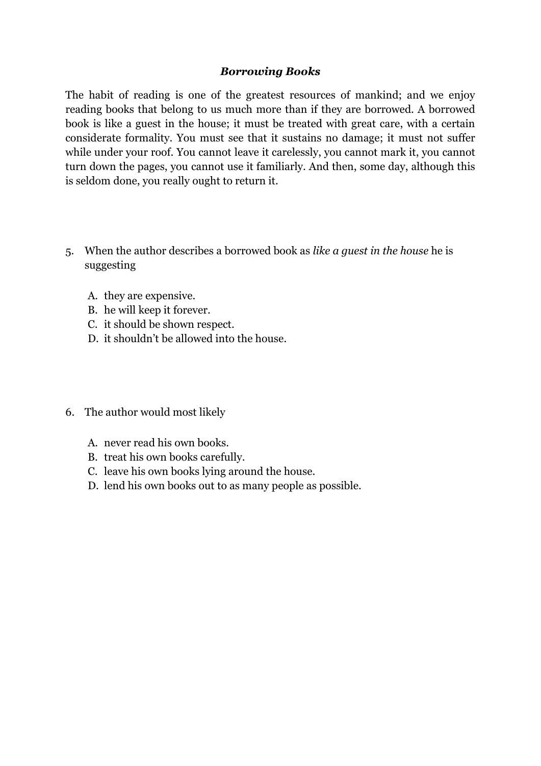### *Borrowing Books*

The habit of reading is one of the greatest resources of mankind; and we enjoy reading books that belong to us much more than if they are borrowed. A borrowed book is like a guest in the house; it must be treated with great care, with a certain considerate formality. You must see that it sustains no damage; it must not suffer while under your roof. You cannot leave it carelessly, you cannot mark it, you cannot turn down the pages, you cannot use it familiarly. And then, some day, although this is seldom done, you really ought to return it.

5. When the author describes a borrowed book as *like a guest in the house* he is suggesting

   A. they are expensive.
   B. he will keep it forever.
   C. it should be shown respect.
   D. it shouldn't be allowed into the house.

6. The author would most likely

   A. never read his own books.
   B. treat his own books carefully.
   C. leave his own books lying around the house.
   D. lend his own books out to as many people as possible.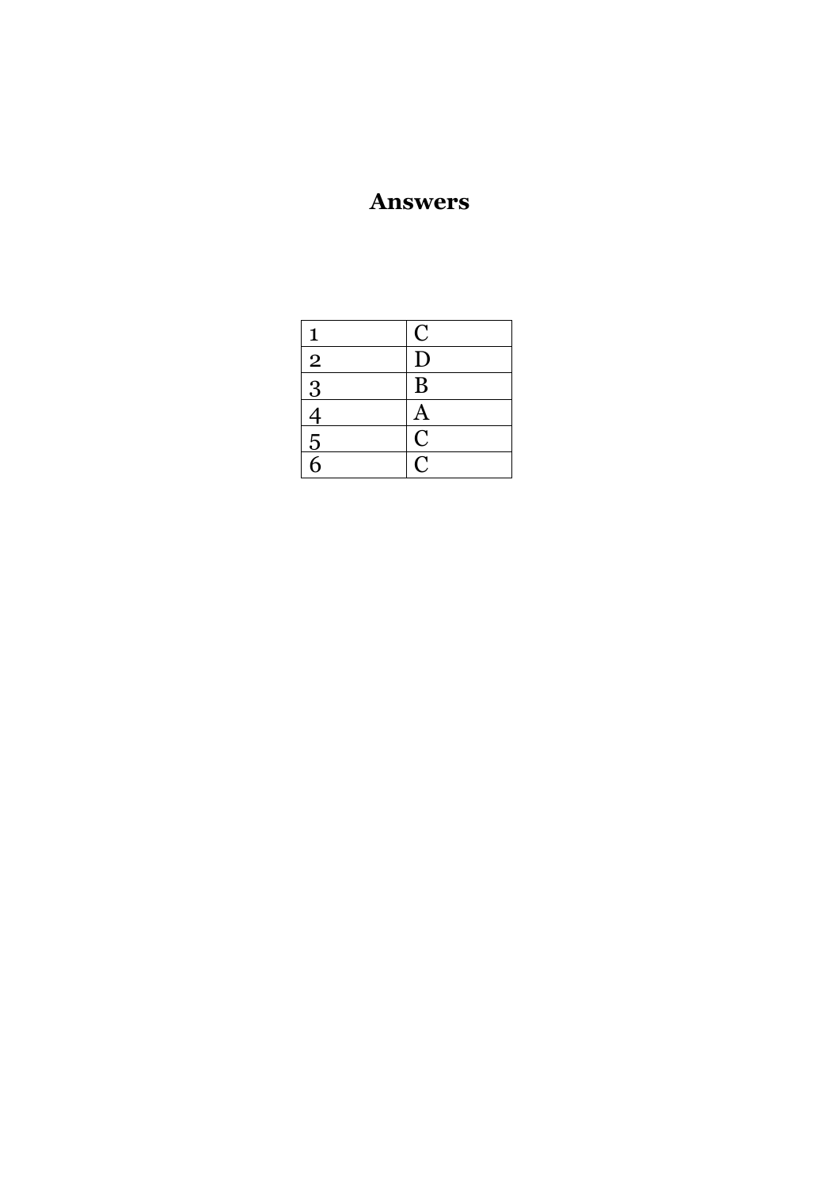# Answers

| | |
|---|---|
| 1 | C |
| 2 | D |
| 3 | B |
| 4 | A |
| 5 | C |
| 6 | C |